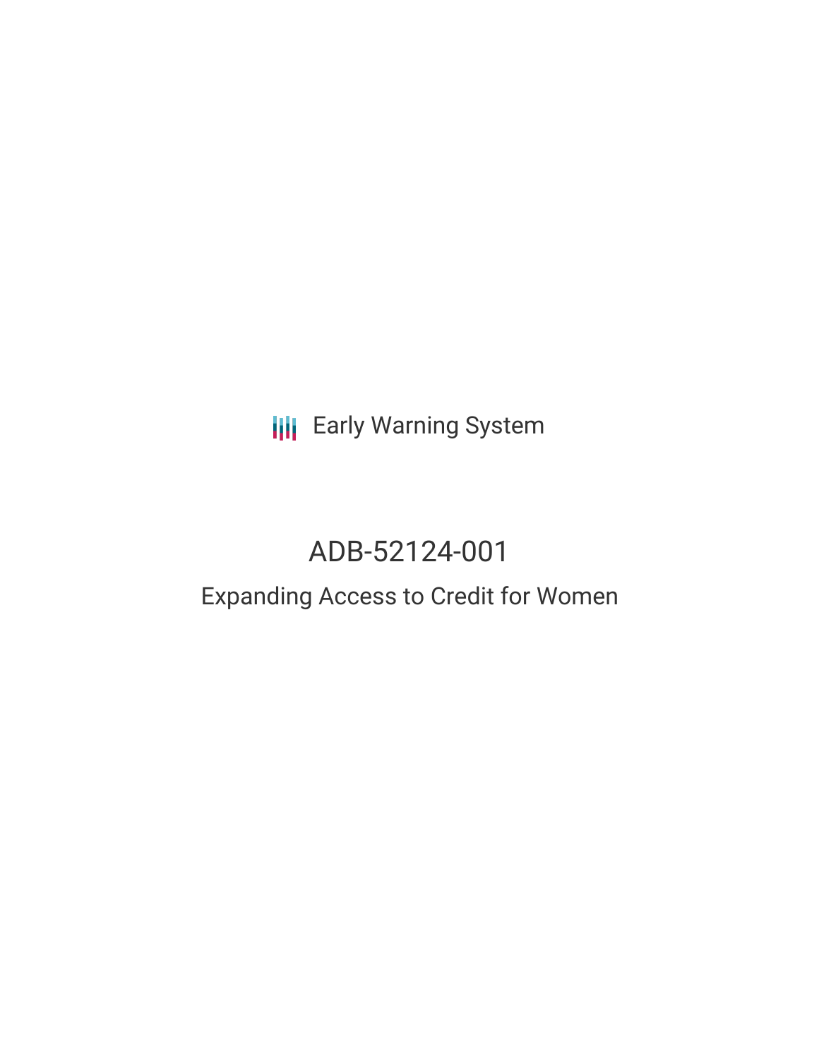Early Warning System

# ADB-52124-001

## Expanding Access to Credit for Women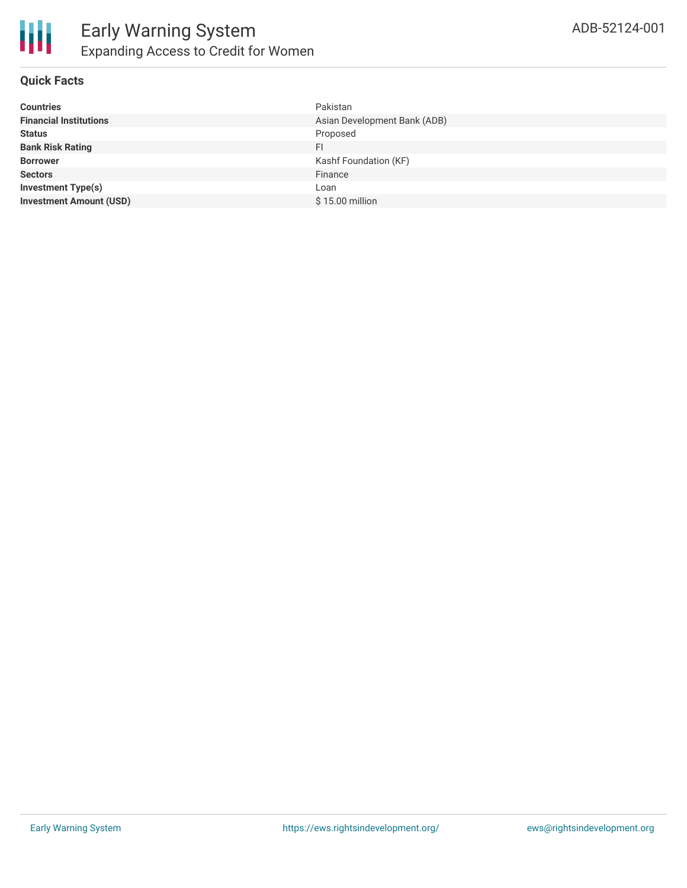# Early Warning System

## Expanding Access to Credit for Women

ADB-52124-001

### Quick Facts

| | |
|---|---|
| **Countries** | Pakistan |
| **Financial Institutions** | Asian Development Bank (ADB) |
| **Status** | Proposed |
| **Bank Risk Rating** | FI |
| **Borrower** | Kashf Foundation (KF) |
| **Sectors** | Finance |
| **Investment Type(s)** | Loan |
| **Investment Amount (USD)** | $ 15.00 million |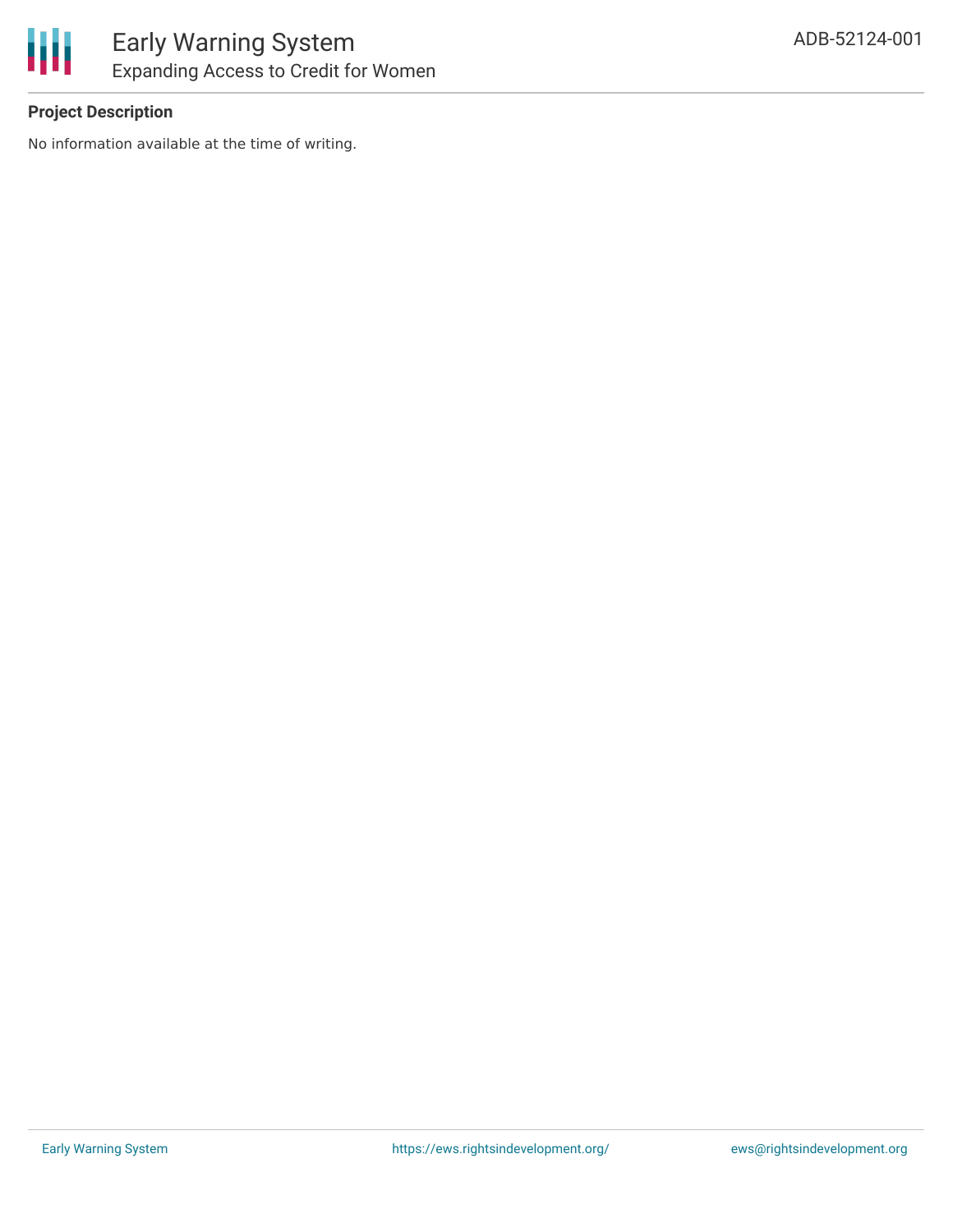**Project Description**

No information available at the time of writing.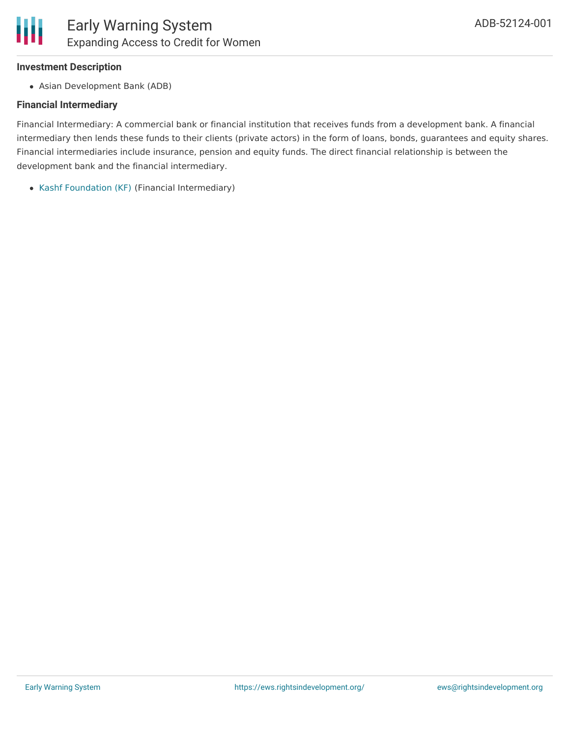### Investment Description

- Asian Development Bank (ADB)

### Financial Intermediary

Financial Intermediary: A commercial bank or financial institution that receives funds from a development bank. A financial intermediary then lends these funds to their clients (private actors) in the form of loans, bonds, guarantees and equity shares. Financial intermediaries include insurance, pension and equity funds. The direct financial relationship is between the development bank and the financial intermediary.

- Kashf Foundation (KF) (Financial Intermediary)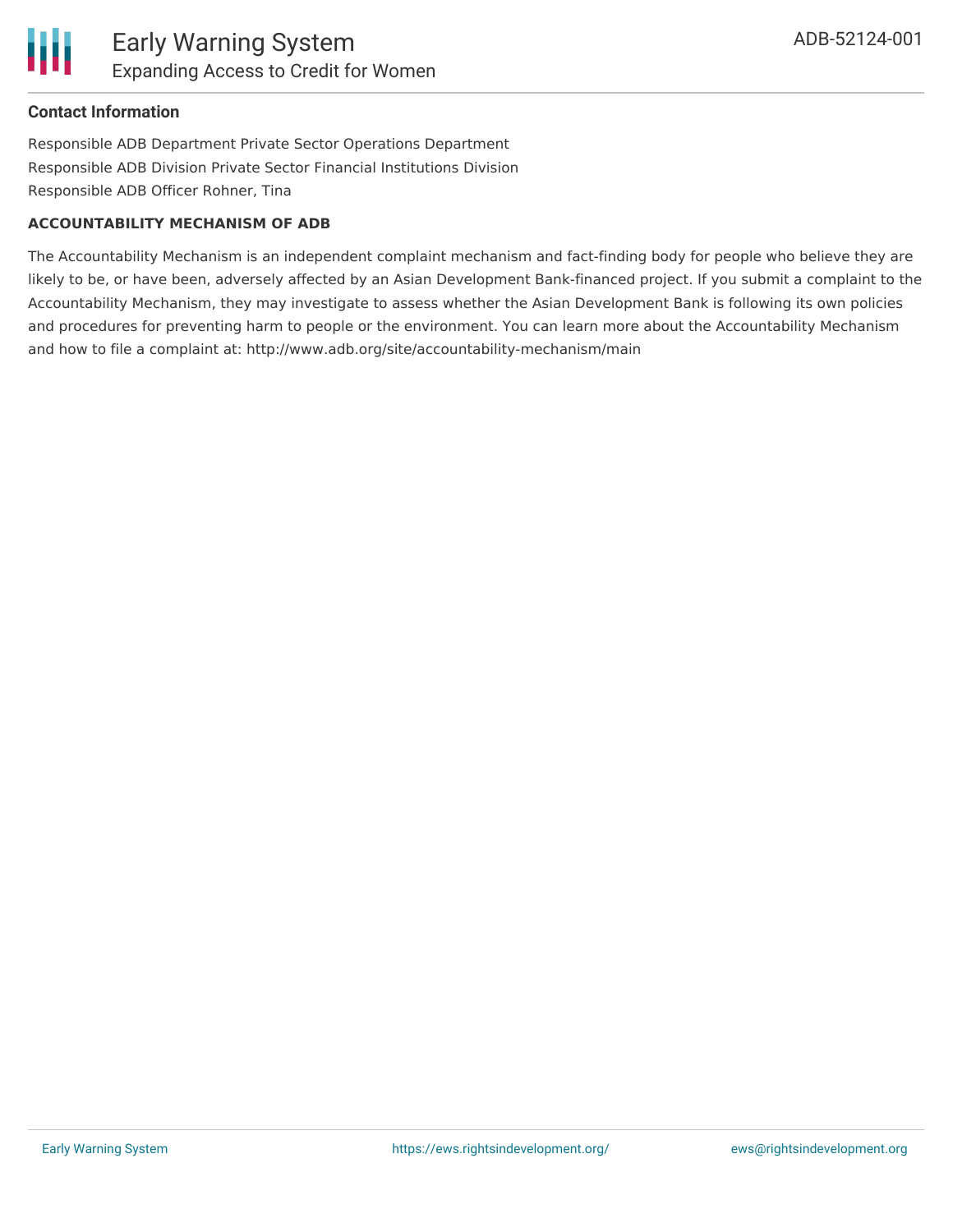### Contact Information

Responsible ADB Department Private Sector Operations Department
Responsible ADB Division Private Sector Financial Institutions Division
Responsible ADB Officer Rohner, Tina

#### ACCOUNTABILITY MECHANISM OF ADB

The Accountability Mechanism is an independent complaint mechanism and fact-finding body for people who believe they are likely to be, or have been, adversely affected by an Asian Development Bank-financed project. If you submit a complaint to the Accountability Mechanism, they may investigate to assess whether the Asian Development Bank is following its own policies and procedures for preventing harm to people or the environment. You can learn more about the Accountability Mechanism and how to file a complaint at: http://www.adb.org/site/accountability-mechanism/main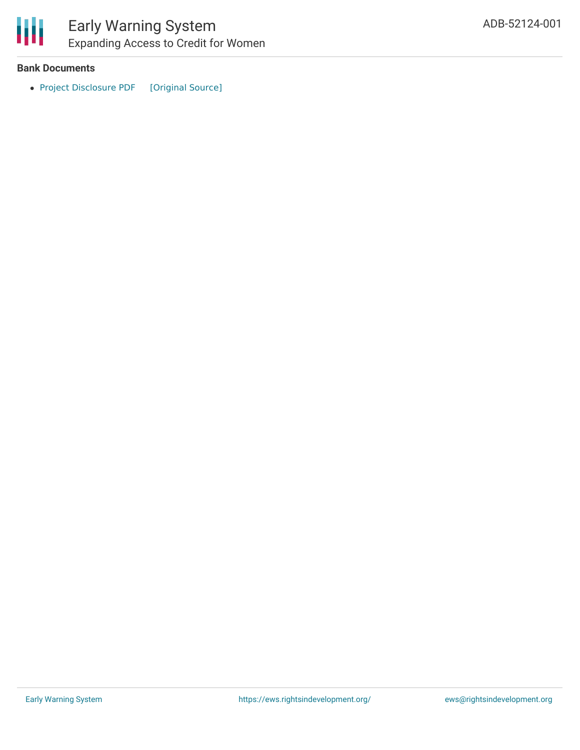**Bank Documents**

- Project Disclosure PDF [Original Source]